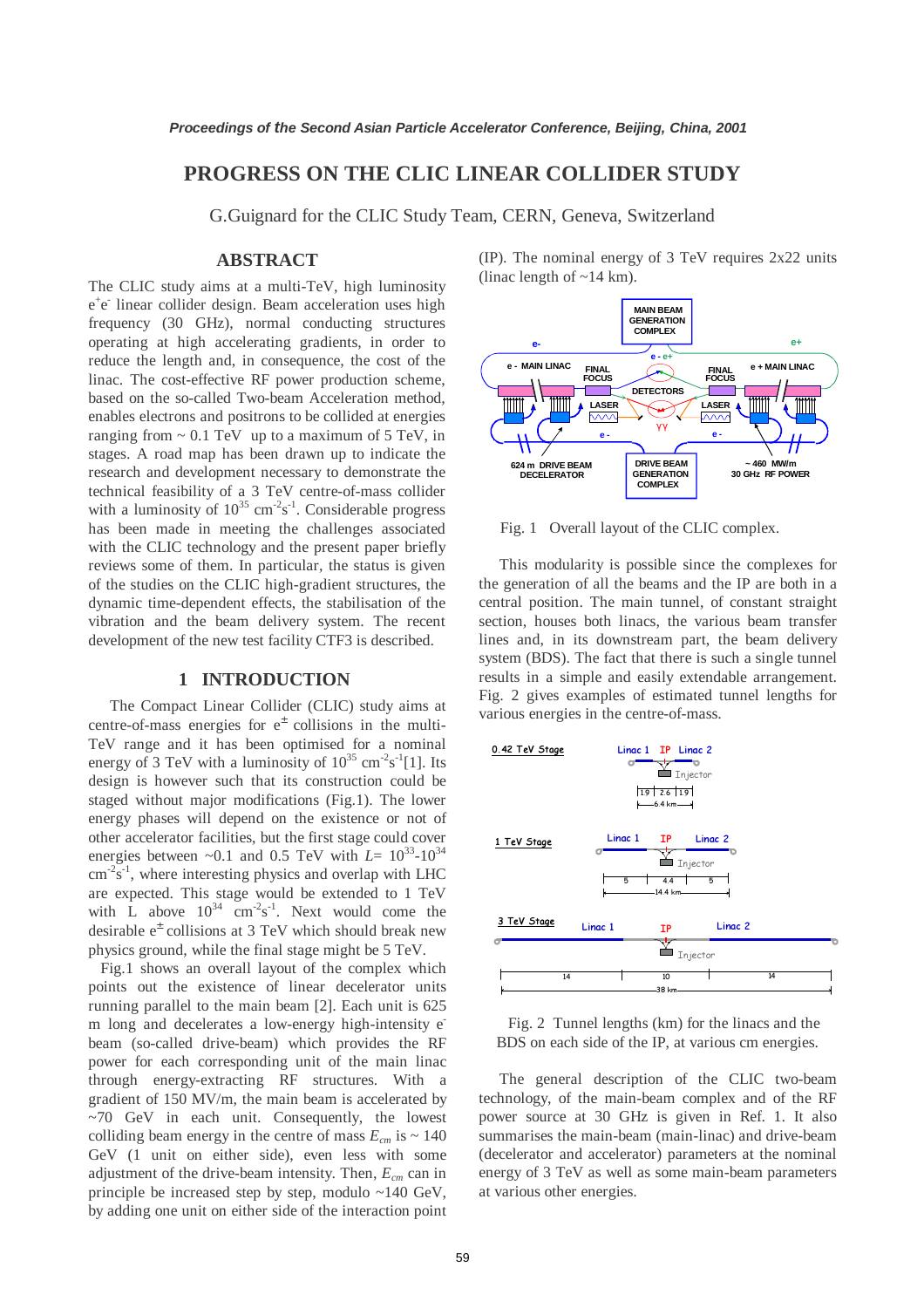# PROGRESS ON THE CLIC LINEAR COLLIDER STUDY

G.Guignard for the CLIC Study Team, CERN, Geneva, Switzerland

## ABSTRACT

The CLIC study aims at a multi-TeV, high luminosity $e^+e^-$ linear collider design. Beam acceleration uses high frequency (30 GHz), normal conducting structures operating at high accelerating gradients, in order to reduce the length and, in consequence, the cost of the linac. The cost-effective RF power production scheme, based on the so-called Two-beam Acceleration method, enables electrons and positrons to be collided at energies ranging from ~ 0.1 TeV up to a maximum of 5 TeV, in stages. A road map has been drawn up to indicate the research and development necessary to demonstrate the technical feasibility of a 3 TeV centre-of-mass collider with a luminosity of $10^{35}$ $cm^{-2}s^{-1}$. Considerable progress has been made in meeting the challenges associated with the CLIC technology and the present paper briefly reviews some of them. In particular, the status is given of the studies on the CLIC high-gradient structures, the dynamic time-dependent effects, the stabilisation of the vibration and the beam delivery system. The recent development of the new test facility CTF3 is described.

## 1 INTRODUCTION

The Compact Linear Collider (CLIC) study aims at centre-of-mass energies for $e^{\pm}$ collisions in the multi-TeV range and it has been optimised for a nominal energy of 3 TeV with a luminosity of $10^{35}$ $cm^{-2}s^{-1}$[1]. Its design is however such that its construction could be staged without major modifications (Fig.1). The lower energy phases will depend on the existence or not of other accelerator facilities, but the first stage could cover energies between ~0.1 and 0.5 TeV with $L$= $10^{33}$-$10^{34}$ $cm^{-2}s^{-1}$, where interesting physics and overlap with LHC are expected. This stage would be extended to 1 TeV with L above $10^{34}$ $cm^{-2}s^{-1}$. Next would come the desirable $e^{\pm}$ collisions at 3 TeV which should break new physics ground, while the final stage might be 5 TeV.

Fig.1 shows an overall layout of the complex which points out the existence of linear decelerator units running parallel to the main beam [2]. Each unit is 625 m long and decelerates a low-energy high-intensity $e^-$ beam (so-called drive-beam) which provides the RF power for each corresponding unit of the main linac through energy-extracting RF structures. With a gradient of 150 MV/m, the main beam is accelerated by ~70 GeV in each unit. Consequently, the lowest colliding beam energy in the centre of mass $E_{cm}$ is ~ 140 GeV (1 unit on either side), even less with some adjustment of the drive-beam intensity. Then, $E_{cm}$ can in principle be increased step by step, modulo ~140 GeV, by adding one unit on either side of the interaction point (IP). The nominal energy of 3 TeV requires 2x22 units (linac length of ~14 km).

MAIN BEAM GENERATION COMPLEX
e-
e+
e - e+
e - MAIN LINAC
FINAL FOCUS
DETECTORS
FINAL FOCUS
e + MAIN LINAC
LASER
LASER
γγ
e -
e -
624 m DRIVE BEAM DECELERATOR
DRIVE BEAM GENERATION COMPLEX
~ 460 MW/m 30 GHz RF POWER

Fig. 1 Overall layout of the CLIC complex.

This modularity is possible since the complexes for the generation of all the beams and the IP are both in a central position. The main tunnel, of constant straight section, houses both linacs, the various beam transfer lines and, in its downstream part, the beam delivery system (BDS). The fact that there is such a single tunnel results in a simple and easily extendable arrangement. Fig. 2 gives examples of estimated tunnel lengths for various energies in the centre-of-mass.

0.42 TeV Stage
Linac 1 IP Linac 2
Injector
1.9 2.6 1.9
6.4 km

1 TeV Stage
Linac 1 IP Linac 2
Injector
5 4.4 5
14.4 km

3 TeV Stage
Linac 1 IP Linac 2
Injector
14 10 14
38 km

Fig. 2 Tunnel lengths (km) for the linacs and the BDS on each side of the IP, at various cm energies.

The general description of the CLIC two-beam technology, of the main-beam complex and of the RF power source at 30 GHz is given in Ref. 1. It also summarises the main-beam (main-linac) and drive-beam (decelerator and accelerator) parameters at the nominal energy of 3 TeV as well as some main-beam parameters at various other energies.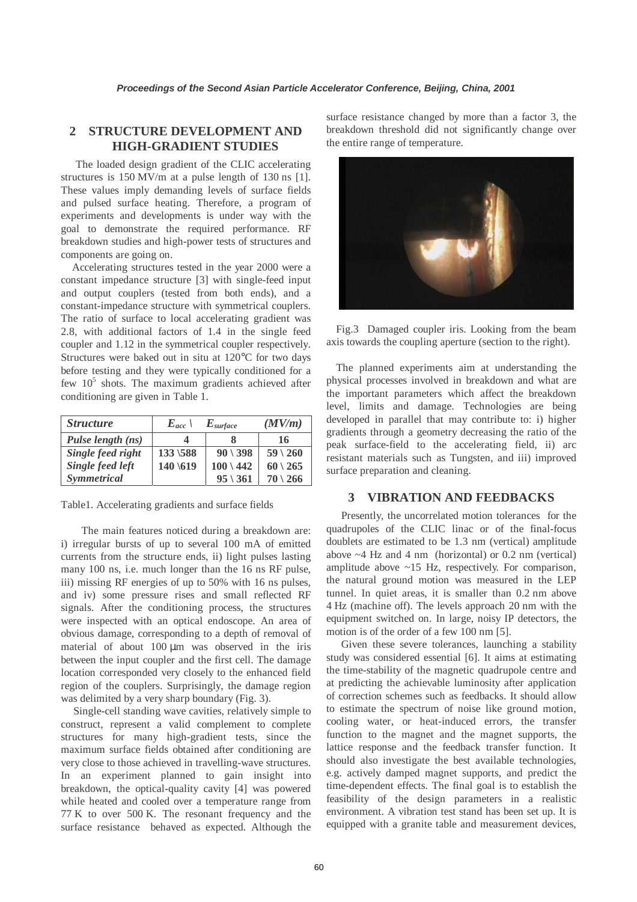## 2 STRUCTURE DEVELOPMENT AND HIGH-GRADIENT STUDIES

The loaded design gradient of the CLIC accelerating structures is 150 MV/m at a pulse length of 130 ns [1]. These values imply demanding levels of surface fields and pulsed surface heating. Therefore, a program of experiments and developments is under way with the goal to demonstrate the required performance. RF breakdown studies and high-power tests of structures and components are going on.

Accelerating structures tested in the year 2000 were a constant impedance structure [3] with single-feed input and output couplers (tested from both ends), and a constant-impedance structure with symmetrical couplers. The ratio of surface to local accelerating gradient was 2.8, with additional factors of 1.4 in the single feed coupler and 1.12 in the symmetrical coupler respectively. Structures were baked out in situ at 120°C for two days before testing and they were typically conditioned for a few $10^5$ shots. The maximum gradients achieved after conditioning are given in Table 1.

| *Structure* | $E_{acc}$ \ | $E_{surface}$ | *(MV/m)* |
|---|---|---|---|
| ***Pulse length (ns)*** | **4** | **8** | **16** |
| ***Single feed right*** | **133 \588** | **90 \ 398** | **59 \ 260** |
| ***Single feed left*** | **140 \619** | **100 \ 442** | **60 \ 265** |
| ***Symmetrical*** | | **95 \ 361** | **70 \ 266** |

Table1. Accelerating gradients and surface fields

The main features noticed during a breakdown are: i) irregular bursts of up to several 100 mA of emitted currents from the structure ends, ii) light pulses lasting many 100 ns, i.e. much longer than the 16 ns RF pulse, iii) missing RF energies of up to 50% with 16 ns pulses, and iv) some pressure rises and small reflected RF signals. After the conditioning process, the structures were inspected with an optical endoscope. An area of obvious damage, corresponding to a depth of removal of material of about 100 µm was observed in the iris between the input coupler and the first cell. The damage location corresponded very closely to the enhanced field region of the couplers. Surprisingly, the damage region was delimited by a very sharp boundary (Fig. 3).

Single-cell standing wave cavities, relatively simple to construct, represent a valid complement to complete structures for many high-gradient tests, since the maximum surface fields obtained after conditioning are very close to those achieved in travelling-wave structures. In an experiment planned to gain insight into breakdown, the optical-quality cavity [4] was powered while heated and cooled over a temperature range from 77 K to over 500 K. The resonant frequency and the surface resistance behaved as expected. Although the surface resistance changed by more than a factor 3, the breakdown threshold did not significantly change over the entire range of temperature.

Fig.3 Damaged coupler iris. Looking from the beam axis towards the coupling aperture (section to the right).

The planned experiments aim at understanding the physical processes involved in breakdown and what are the important parameters which affect the breakdown level, limits and damage. Technologies are being developed in parallel that may contribute to: i) higher gradients through a geometry decreasing the ratio of the peak surface-field to the accelerating field, ii) arc resistant materials such as Tungsten, and iii) improved surface preparation and cleaning.

## 3 VIBRATION AND FEEDBACKS

Presently, the uncorrelated motion tolerances for the quadrupoles of the CLIC linac or of the final-focus doublets are estimated to be 1.3 nm (vertical) amplitude above ~4 Hz and 4 nm (horizontal) or 0.2 nm (vertical) amplitude above ~15 Hz, respectively. For comparison, the natural ground motion was measured in the LEP tunnel. In quiet areas, it is smaller than 0.2 nm above 4 Hz (machine off). The levels approach 20 nm with the equipment switched on. In large, noisy IP detectors, the motion is of the order of a few 100 nm [5].

Given these severe tolerances, launching a stability study was considered essential [6]. It aims at estimating the time-stability of the magnetic quadrupole centre and at predicting the achievable luminosity after application of correction schemes such as feedbacks. It should allow to estimate the spectrum of noise like ground motion, cooling water, or heat-induced errors, the transfer function to the magnet and the magnet supports, the lattice response and the feedback transfer function. It should also investigate the best available technologies, e.g. actively damped magnet supports, and predict the time-dependent effects. The final goal is to establish the feasibility of the design parameters in a realistic environment. A vibration test stand has been set up. It is equipped with a granite table and measurement devices,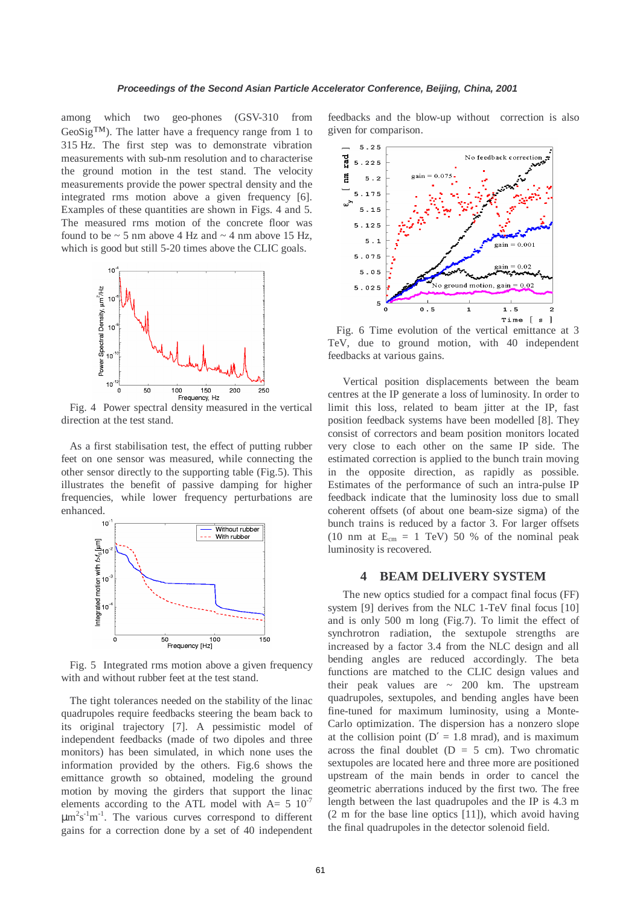among which two geo-phones (GSV-310 from GeoSig™). The latter have a frequency range from 1 to 315 Hz. The first step was to demonstrate vibration measurements with sub-nm resolution and to characterise the ground motion in the test stand. The velocity measurements provide the power spectral density and the integrated rms motion above a given frequency [6]. Examples of these quantities are shown in Figs. 4 and 5. The measured rms motion of the concrete floor was found to be ~ 5 nm above 4 Hz and ~ 4 nm above 15 Hz, which is good but still 5-20 times above the CLIC goals.

Power Spectral Density, µm²/Hz
$10^{-4}$
$10^{-6}$
$10^{-8}$
$10^{-10}$
$10^{-12}$
0
50
100
150
200
250
Frequency, Hz

Fig. 4 Power spectral density measured in the vertical direction at the test stand.

As a first stabilisation test, the effect of putting rubber feet on one sensor was measured, while connecting the other sensor directly to the supporting table (Fig.5). This illustrates the benefit of passive damping for higher frequencies, while lower frequency perturbations are enhanced.

Integrated motion with $f>f_0$ [µm]
$10^{-1}$
$10^{-2}$
$10^{-3}$
$10^{-4}$
Without rubber
With rubber
0
50
100
150
Frequency [Hz]

Fig. 5 Integrated rms motion above a given frequency with and without rubber feet at the test stand.

The tight tolerances needed on the stability of the linac quadrupoles require feedbacks steering the beam back to its original trajectory [7]. A pessimistic model of independent feedbacks (made of two dipoles and three monitors) has been simulated, in which none uses the information provided by the others. Fig.6 shows the emittance growth so obtained, modeling the ground motion by moving the girders that support the linac elements according to the ATL model with A= 5 $10^{-7}$ $\mu m^2 s^{-1} m^{-1}$. The various curves correspond to different gains for a correction done by a set of 40 independent feedbacks and the blow-up without correction is also given for comparison.

$\varepsilon_y$ [ nm rad ]
5.25
5.225
5.2
5.175
5.15
5.125
5.1
5.075
5.05
5.025
5
No feedback correction
gain = 0.075
gain = 0.001
gain = 0.02
No ground motion, gain = 0.02
0
0.5
1
1.5
2
Time [ s ]

Fig. 6 Time evolution of the vertical emittance at 3 TeV, due to ground motion, with 40 independent feedbacks at various gains.

Vertical position displacements between the beam centres at the IP generate a loss of luminosity. In order to limit this loss, related to beam jitter at the IP, fast position feedback systems have been modelled [8]. They consist of correctors and beam position monitors located very close to each other on the same IP side. The estimated correction is applied to the bunch train moving in the opposite direction, as rapidly as possible. Estimates of the performance of such an intra-pulse IP feedback indicate that the luminosity loss due to small coherent offsets (of about one beam-size sigma) of the bunch trains is reduced by a factor 3. For larger offsets (10 nm at $E_{cm}$ = 1 TeV) 50 % of the nominal peak luminosity is recovered.

## 4 BEAM DELIVERY SYSTEM

The new optics studied for a compact final focus (FF) system [9] derives from the NLC 1-TeV final focus [10] and is only 500 m long (Fig.7). To limit the effect of synchrotron radiation, the sextupole strengths are increased by a factor 3.4 from the NLC design and all bending angles are reduced accordingly. The beta functions are matched to the CLIC design values and their peak values are ~ 200 km. The upstream quadrupoles, sextupoles, and bending angles have been fine-tuned for maximum luminosity, using a Monte-Carlo optimization. The dispersion has a nonzero slope at the collision point (D′ = 1.8 mrad), and is maximum across the final doublet (D = 5 cm). Two chromatic sextupoles are located here and three more are positioned upstream of the main bends in order to cancel the geometric aberrations induced by the first two. The free length between the last quadrupoles and the IP is 4.3 m (2 m for the base line optics [11]), which avoid having the final quadrupoles in the detector solenoid field.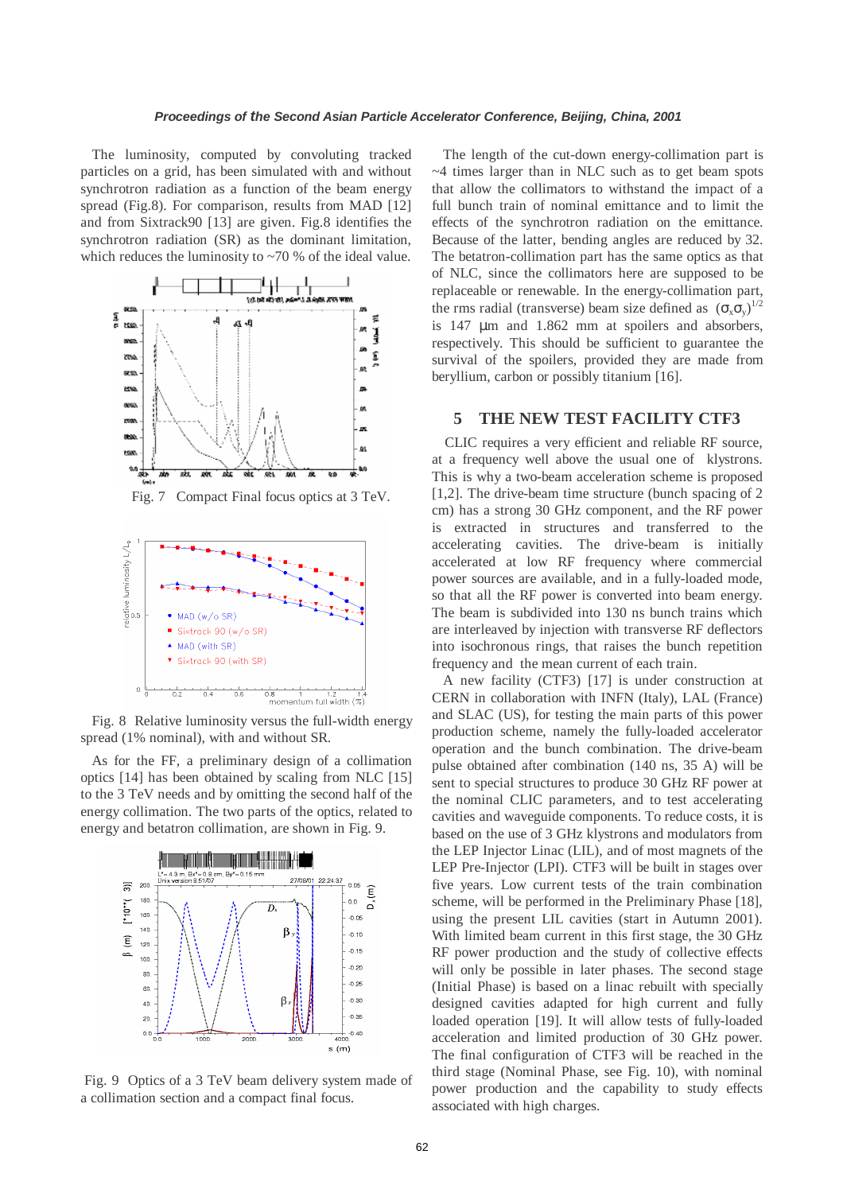The luminosity, computed by convoluting tracked particles on a grid, has been simulated with and without synchrotron radiation as a function of the beam energy spread (Fig.8). For comparison, results from MAD [12] and from Sixtrack90 [13] are given. Fig.8 identifies the synchrotron radiation (SR) as the dominant limitation, which reduces the luminosity to ~70 % of the ideal value.

Fig. 7 Compact Final focus optics at 3 TeV.

relative luminosity L/L₀
momentum full width (%)
MAD (w/o SR)
Sixtrack 90 (w/o SR)
MAD (with SR)
Sixtrack 90 (with SR)

Fig. 8 Relative luminosity versus the full-width energy spread (1% nominal), with and without SR.

As for the FF, a preliminary design of a collimation optics [14] has been obtained by scaling from NLC [15] to the 3 TeV needs and by omitting the second half of the energy collimation. The two parts of the optics, related to energy and betatron collimation, are shown in Fig. 9.

$\beta$ (m) [*10**( 3)]
$D_x$ (m)
s (m)

Fig. 9 Optics of a 3 TeV beam delivery system made of a collimation section and a compact final focus.

The length of the cut-down energy-collimation part is ~4 times larger than in NLC such as to get beam spots that allow the collimators to withstand the impact of a full bunch train of nominal emittance and to limit the effects of the synchrotron radiation on the emittance. Because of the latter, bending angles are reduced by 32. The betatron-collimation part has the same optics as that of NLC, since the collimators here are supposed to be replaceable or renewable. In the energy-collimation part, the rms radial (transverse) beam size defined as $(\sigma_x\sigma_y)^{1/2}$ is 147 µm and 1.862 mm at spoilers and absorbers, respectively. This should be sufficient to guarantee the survival of the spoilers, provided they are made from beryllium, carbon or possibly titanium [16].

## 5 THE NEW TEST FACILITY CTF3

CLIC requires a very efficient and reliable RF source, at a frequency well above the usual one of klystrons. This is why a two-beam acceleration scheme is proposed [1,2]. The drive-beam time structure (bunch spacing of 2 cm) has a strong 30 GHz component, and the RF power is extracted in structures and transferred to the accelerating cavities. The drive-beam is initially accelerated at low RF frequency where commercial power sources are available, and in a fully-loaded mode, so that all the RF power is converted into beam energy. The beam is subdivided into 130 ns bunch trains which are interleaved by injection with transverse RF deflectors into isochronous rings, that raises the bunch repetition frequency and the mean current of each train.

A new facility (CTF3) [17] is under construction at CERN in collaboration with INFN (Italy), LAL (France) and SLAC (US), for testing the main parts of this power production scheme, namely the fully-loaded accelerator operation and the bunch combination. The drive-beam pulse obtained after combination (140 ns, 35 A) will be sent to special structures to produce 30 GHz RF power at the nominal CLIC parameters, and to test accelerating cavities and waveguide components. To reduce costs, it is based on the use of 3 GHz klystrons and modulators from the LEP Injector Linac (LIL), and of most magnets of the LEP Pre-Injector (LPI). CTF3 will be built in stages over five years. Low current tests of the train combination scheme, will be performed in the Preliminary Phase [18], using the present LIL cavities (start in Autumn 2001). With limited beam current in this first stage, the 30 GHz RF power production and the study of collective effects will only be possible in later phases. The second stage (Initial Phase) is based on a linac rebuilt with specially designed cavities adapted for high current and fully loaded operation [19]. It will allow tests of fully-loaded acceleration and limited production of 30 GHz power. The final configuration of CTF3 will be reached in the third stage (Nominal Phase, see Fig. 10), with nominal power production and the capability to study effects associated with high charges.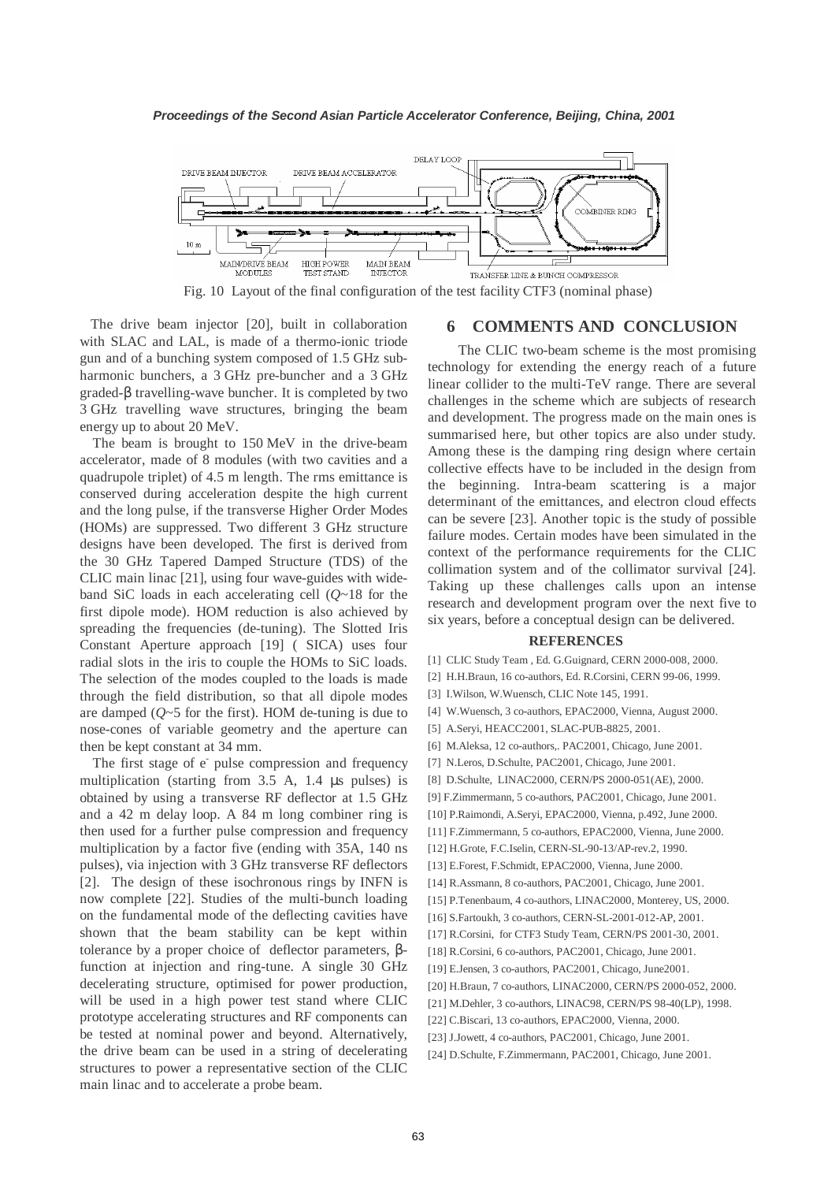DRIVE BEAM INJECTOR

DRIVE BEAM ACCELERATOR

DELAY LOOP

COMBINER RING

10 m

MAIN/DRIVE BEAM MODULES

HIGH POWER TEST STAND

MAIN BEAM INJECTOR

TRANSFER LINE & BUNCH COMPRESSOR

Fig. 10 Layout of the final configuration of the test facility CTF3 (nominal phase)

The drive beam injector [20], built in collaboration with SLAC and LAL, is made of a thermo-ionic triode gun and of a bunching system composed of 1.5 GHz sub-harmonic bunchers, a 3 GHz pre-buncher and a 3 GHz graded-β travelling-wave buncher. It is completed by two 3 GHz travelling wave structures, bringing the beam energy up to about 20 MeV.

The beam is brought to 150 MeV in the drive-beam accelerator, made of 8 modules (with two cavities and a quadrupole triplet) of 4.5 m length. The rms emittance is conserved during acceleration despite the high current and the long pulse, if the transverse Higher Order Modes (HOMs) are suppressed. Two different 3 GHz structure designs have been developed. The first is derived from the 30 GHz Tapered Damped Structure (TDS) of the CLIC main linac [21], using four wave-guides with wide-band SiC loads in each accelerating cell ($Q$~18 for the first dipole mode). HOM reduction is also achieved by spreading the frequencies (de-tuning). The Slotted Iris Constant Aperture approach [19] ( SICA) uses four radial slots in the iris to couple the HOMs to SiC loads. The selection of the modes coupled to the loads is made through the field distribution, so that all dipole modes are damped ($Q$~5 for the first). HOM de-tuning is due to nose-cones of variable geometry and the aperture can then be kept constant at 34 mm.

The first stage of $e^-$ pulse compression and frequency multiplication (starting from 3.5 A, 1.4 μs pulses) is obtained by using a transverse RF deflector at 1.5 GHz and a 42 m delay loop. A 84 m long combiner ring is then used for a further pulse compression and frequency multiplication by a factor five (ending with 35A, 140 ns pulses), via injection with 3 GHz transverse RF deflectors [2]. The design of these isochronous rings by INFN is now complete [22]. Studies of the multi-bunch loading on the fundamental mode of the deflecting cavities have shown that the beam stability can be kept within tolerance by a proper choice of deflector parameters, β-function at injection and ring-tune. A single 30 GHz decelerating structure, optimised for power production, will be used in a high power test stand where CLIC prototype accelerating structures and RF components can be tested at nominal power and beyond. Alternatively, the drive beam can be used in a string of decelerating structures to power a representative section of the CLIC main linac and to accelerate a probe beam.

## 6 COMMENTS AND CONCLUSION

The CLIC two-beam scheme is the most promising technology for extending the energy reach of a future linear collider to the multi-TeV range. There are several challenges in the scheme which are subjects of research and development. The progress made on the main ones is summarised here, but other topics are also under study. Among these is the damping ring design where certain collective effects have to be included in the design from the beginning. Intra-beam scattering is a major determinant of the emittances, and electron cloud effects can be severe [23]. Another topic is the study of possible failure modes. Certain modes have been simulated in the context of the performance requirements for the CLIC collimation system and of the collimator survival [24]. Taking up these challenges calls upon an intense research and development program over the next five to six years, before a conceptual design can be delivered.

### REFERENCES

[1] CLIC Study Team , Ed. G.Guignard, CERN 2000-008, 2000.
[2] H.H.Braun, 16 co-authors, Ed. R.Corsini, CERN 99-06, 1999.
[3] I.Wilson, W.Wuensch, CLIC Note 145, 1991.
[4] W.Wuensch, 3 co-authors, EPAC2000, Vienna, August 2000.
[5] A.Seryi, HEACC2001, SLAC-PUB-8825, 2001.
[6] M.Aleksa, 12 co-authors,. PAC2001, Chicago, June 2001.
[7] N.Leros, D.Schulte, PAC2001, Chicago, June 2001.
[8] D.Schulte, LINAC2000, CERN/PS 2000-051(AE), 2000.
[9] F.Zimmermann, 5 co-authors, PAC2001, Chicago, June 2001.
[10] P.Raimondi, A.Seryi, EPAC2000, Vienna, p.492, June 2000.
[11] F.Zimmermann, 5 co-authors, EPAC2000, Vienna, June 2000.
[12] H.Grote, F.C.Iselin, CERN-SL-90-13/AP-rev.2, 1990.
[13] E.Forest, F.Schmidt, EPAC2000, Vienna, June 2000.
[14] R.Assmann, 8 co-authors, PAC2001, Chicago, June 2001.
[15] P.Tenenbaum, 4 co-authors, LINAC2000, Monterey, US, 2000.
[16] S.Fartoukh, 3 co-authors, CERN-SL-2001-012-AP, 2001.
[17] R.Corsini, for CTF3 Study Team, CERN/PS 2001-30, 2001.
[18] R.Corsini, 6 co-authors, PAC2001, Chicago, June 2001.
[19] E.Jensen, 3 co-authors, PAC2001, Chicago, June2001.
[20] H.Braun, 7 co-authors, LINAC2000, CERN/PS 2000-052, 2000.
[21] M.Dehler, 3 co-authors, LINAC98, CERN/PS 98-40(LP), 1998.
[22] C.Biscari, 13 co-authors, EPAC2000, Vienna, 2000.
[23] J.Jowett, 4 co-authors, PAC2001, Chicago, June 2001.
[24] D.Schulte, F.Zimmermann, PAC2001, Chicago, June 2001.